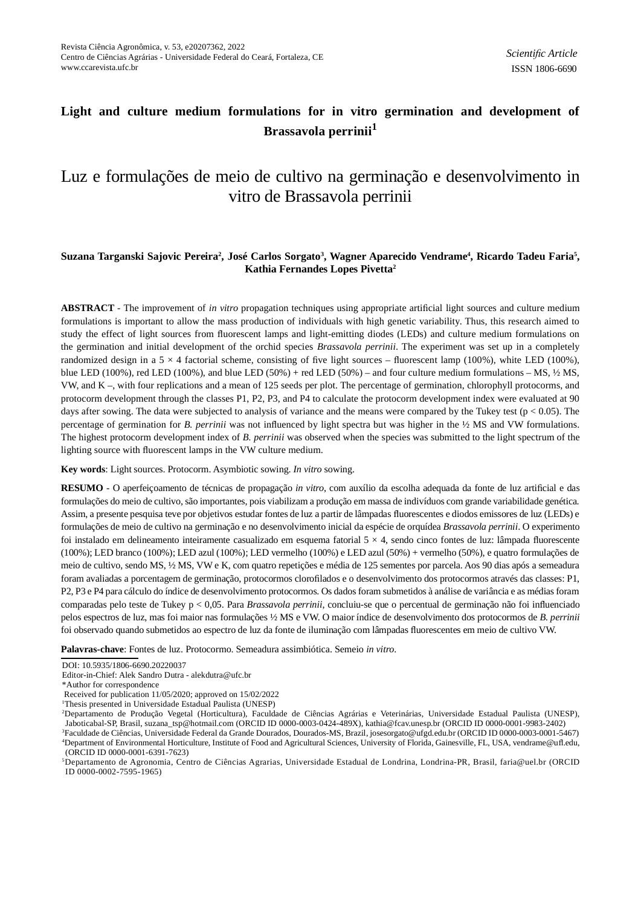Revista Ciência Agronômica, v. 53, e20207362, 2022
Centro de Ciências Agrárias - Universidade Federal do Ceará, Fortaleza, CE
www.ccarevista.ufc.br

*Scientific Article*
ISSN 1806-6690

# Light and culture medium formulations for in vitro germination and development of Brassavola perrinii[1]

# Luz e formulações de meio de cultivo na germinação e desenvolvimento in vitro de Brassavola perrinii

**Suzana Targanski Sajovic Pereira[2], José Carlos Sorgato[3], Wagner Aparecido Vendrame[4], Ricardo Tadeu Faria[5], Kathia Fernandes Lopes Pivetta[2]**

**ABSTRACT** - The improvement of *in vitro* propagation techniques using appropriate artificial light sources and culture medium formulations is important to allow the mass production of individuals with high genetic variability. Thus, this research aimed to study the effect of light sources from fluorescent lamps and light-emitting diodes (LEDs) and culture medium formulations on the germination and initial development of the orchid species *Brassavola perrinii*. The experiment was set up in a completely randomized design in a 5 × 4 factorial scheme, consisting of five light sources – fluorescent lamp (100%), white LED (100%), blue LED (100%), red LED (100%), and blue LED (50%) + red LED (50%) – and four culture medium formulations – MS, ½ MS, VW, and K –, with four replications and a mean of 125 seeds per plot. The percentage of germination, chlorophyll protocorms, and protocorm development through the classes P1, P2, P3, and P4 to calculate the protocorm development index were evaluated at 90 days after sowing. The data were subjected to analysis of variance and the means were compared by the Tukey test ($p < 0.05$). The percentage of germination for *B. perrinii* was not influenced by light spectra but was higher in the ½ MS and VW formulations. The highest protocorm development index of *B. perrinii* was observed when the species was submitted to the light spectrum of the lighting source with fluorescent lamps in the VW culture medium.

**Key words**: Light sources. Protocorm. Asymbiotic sowing. *In vitro* sowing.

**RESUMO** - O aperfeiçoamento de técnicas de propagação *in vitro*, com auxílio da escolha adequada da fonte de luz artificial e das formulações do meio de cultivo, são importantes, pois viabilizam a produção em massa de indivíduos com grande variabilidade genética. Assim, a presente pesquisa teve por objetivos estudar fontes de luz a partir de lâmpadas fluorescentes e diodos emissores de luz (LEDs) e formulações de meio de cultivo na germinação e no desenvolvimento inicial da espécie de orquídea *Brassavola perrinii*. O experimento foi instalado em delineamento inteiramente casualizado em esquema fatorial 5 × 4, sendo cinco fontes de luz: lâmpada fluorescente (100%); LED branco (100%); LED azul (100%); LED vermelho (100%) e LED azul (50%) + vermelho (50%), e quatro formulações de meio de cultivo, sendo MS, ½ MS, VW e K, com quatro repetições e média de 125 sementes por parcela. Aos 90 dias após a semeadura foram avaliadas a porcentagem de germinação, protocormos clorofilados e o desenvolvimento dos protocormos através das classes: P1, P2, P3 e P4 para cálculo do índice de desenvolvimento protocormos. Os dados foram submetidos à análise de variância e as médias foram comparadas pelo teste de Tukey $p < 0,05$. Para *Brassavola perrinii*, concluiu-se que o percentual de germinação não foi influenciado pelos espectros de luz, mas foi maior nas formulações ½ MS e VW. O maior índice de desenvolvimento dos protocormos de *B. perrinii* foi observado quando submetidos ao espectro de luz da fonte de iluminação com lâmpadas fluorescentes em meio de cultivo VW.

**Palavras-chave**: Fontes de luz. Protocormo. Semeadura assimbiótica. Semeio *in vitro*.

DOI: 10.5935/1806-6690.20220037
Editor-in-Chief: Alek Sandro Dutra - alekdutra@ufc.br
*Author for correspondence
Received for publication 11/05/2020; approved on 15/02/2022
[1]Thesis presented in Universidade Estadual Paulista (UNESP)
[2]Departamento de Produção Vegetal (Horticultura), Faculdade de Ciências Agrárias e Veterinárias, Universidade Estadual Paulista (UNESP), Jaboticabal-SP, Brasil, suzana_tsp@hotmail.com (ORCID ID 0000-0003-0424-489X), kathia@fcav.unesp.br (ORCID ID 0000-0001-9983-2402)
[3]Faculdade de Ciências, Universidade Federal da Grande Dourados, Dourados-MS, Brazil, josesorgato@ufgd.edu.br (ORCID ID 0000-0003-0001-5467)
[4]Department of Environmental Horticulture, Institute of Food and Agricultural Sciences, University of Florida, Gainesville, FL, USA, vendrame@ufl.edu, (ORCID ID 0000-0001-6391-7623)
[5]Departamento de Agronomia, Centro de Ciências Agrarias, Universidade Estadual de Londrina, Londrina-PR, Brasil, faria@uel.br (ORCID ID 0000-0002-7595-1965)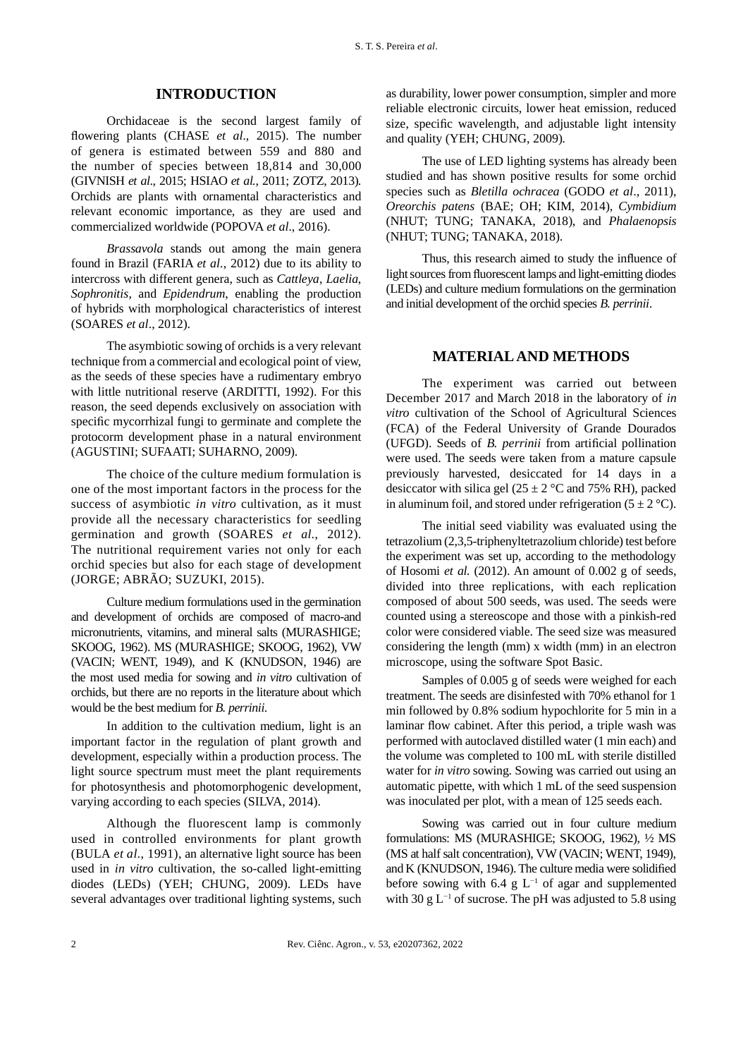## INTRODUCTION

Orchidaceae is the second largest family of flowering plants (CHASE *et al*., 2015). The number of genera is estimated between 559 and 880 and the number of species between 18,814 and 30,000 (GIVNISH *et al*., 2015; HSIAO *et al.*, 2011; ZOTZ, 2013). Orchids are plants with ornamental characteristics and relevant economic importance, as they are used and commercialized worldwide (POPOVA *et al*., 2016).

*Brassavola* stands out among the main genera found in Brazil (FARIA *et al.*, 2012) due to its ability to intercross with different genera, such as *Cattleya*, *Laelia*, *Sophronitis*, and *Epidendrum*, enabling the production of hybrids with morphological characteristics of interest (SOARES *et al*., 2012).

The asymbiotic sowing of orchids is a very relevant technique from a commercial and ecological point of view, as the seeds of these species have a rudimentary embryo with little nutritional reserve (ARDITTI, 1992). For this reason, the seed depends exclusively on association with specific mycorrhizal fungi to germinate and complete the protocorm development phase in a natural environment (AGUSTINI; SUFAATI; SUHARNO, 2009).

The choice of the culture medium formulation is one of the most important factors in the process for the success of asymbiotic *in vitro* cultivation, as it must provide all the necessary characteristics for seedling germination and growth (SOARES *et al.*, 2012). The nutritional requirement varies not only for each orchid species but also for each stage of development (JORGE; ABRÃO; SUZUKI, 2015).

Culture medium formulations used in the germination and development of orchids are composed of macro-and micronutrients, vitamins, and mineral salts (MURASHIGE; SKOOG, 1962). MS (MURASHIGE; SKOOG, 1962), VW (VACIN; WENT, 1949), and K (KNUDSON, 1946) are the most used media for sowing and *in vitro* cultivation of orchids, but there are no reports in the literature about which would be the best medium for *B. perrinii.*

In addition to the cultivation medium, light is an important factor in the regulation of plant growth and development, especially within a production process. The light source spectrum must meet the plant requirements for photosynthesis and photomorphogenic development, varying according to each species (SILVA, 2014).

Although the fluorescent lamp is commonly used in controlled environments for plant growth (BULA *et al*., 1991), an alternative light source has been used in *in vitro* cultivation, the so-called light-emitting diodes (LEDs) (YEH; CHUNG, 2009). LEDs have several advantages over traditional lighting systems, such as durability, lower power consumption, simpler and more reliable electronic circuits, lower heat emission, reduced size, specific wavelength, and adjustable light intensity and quality (YEH; CHUNG, 2009).

The use of LED lighting systems has already been studied and has shown positive results for some orchid species such as *Bletilla ochracea* (GODO *et al*., 2011), *Oreorchis patens* (BAE; OH; KIM, 2014), *Cymbidium* (NHUT; TUNG; TANAKA, 2018), and *Phalaenopsis* (NHUT; TUNG; TANAKA, 2018).

Thus, this research aimed to study the influence of light sources from fluorescent lamps and light-emitting diodes (LEDs) and culture medium formulations on the germination and initial development of the orchid species *B. perrinii*.

## MATERIAL AND METHODS

The experiment was carried out between December 2017 and March 2018 in the laboratory of *in vitro* cultivation of the School of Agricultural Sciences (FCA) of the Federal University of Grande Dourados (UFGD). Seeds of *B. perrinii* from artificial pollination were used. The seeds were taken from a mature capsule previously harvested, desiccated for 14 days in a desiccator with silica gel ($25 \pm 2$ °C and 75% RH), packed in aluminum foil, and stored under refrigeration ($5 \pm 2$ °C).

The initial seed viability was evaluated using the tetrazolium (2,3,5-triphenyltetrazolium chloride) test before the experiment was set up, according to the methodology of Hosomi *et al.* (2012). An amount of 0.002 g of seeds, divided into three replications, with each replication composed of about 500 seeds, was used. The seeds were counted using a stereoscope and those with a pinkish-red color were considered viable. The seed size was measured considering the length (mm) x width (mm) in an electron microscope, using the software Spot Basic.

Samples of 0.005 g of seeds were weighed for each treatment. The seeds are disinfested with 70% ethanol for 1 min followed by 0.8% sodium hypochlorite for 5 min in a laminar flow cabinet. After this period, a triple wash was performed with autoclaved distilled water (1 min each) and the volume was completed to 100 mL with sterile distilled water for *in vitro* sowing. Sowing was carried out using an automatic pipette, with which 1 mL of the seed suspension was inoculated per plot, with a mean of 125 seeds each.

Sowing was carried out in four culture medium formulations: MS (MURASHIGE; SKOOG, 1962), ½ MS (MS at half salt concentration), VW (VACIN; WENT, 1949), and K (KNUDSON, 1946). The culture media were solidified before sowing with 6.4 g $L^{-1}$ of agar and supplemented with 30 g $L^{-1}$ of sucrose. The pH was adjusted to 5.8 using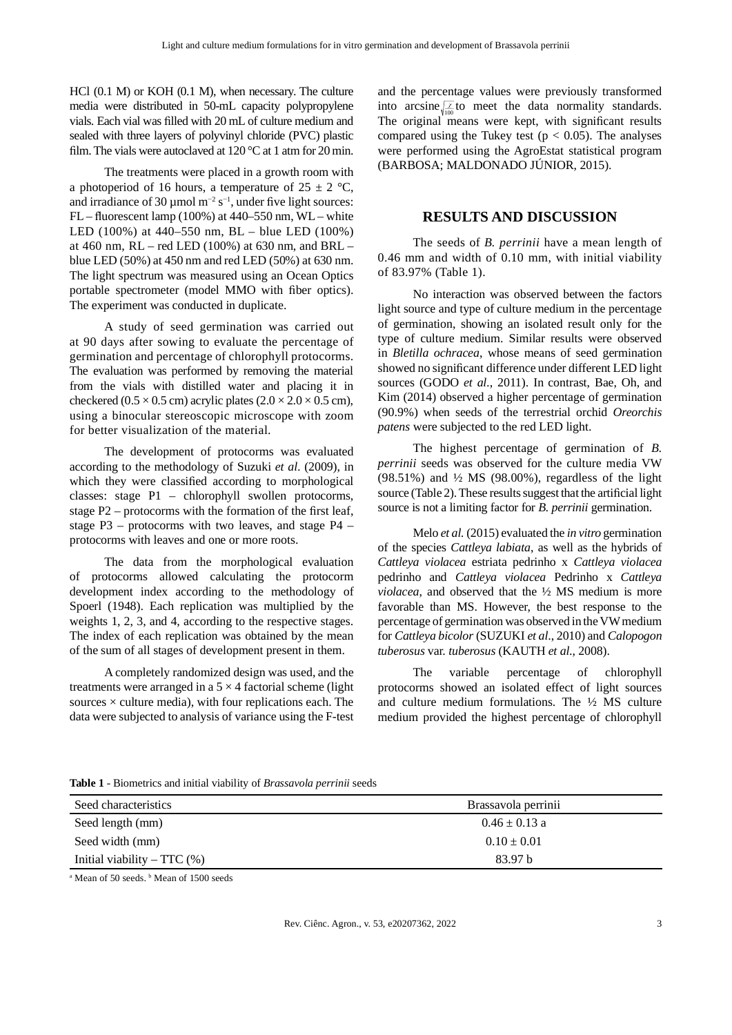HCl (0.1 M) or KOH (0.1 M), when necessary. The culture media were distributed in 50-mL capacity polypropylene vials. Each vial was filled with 20 mL of culture medium and sealed with three layers of polyvinyl chloride (PVC) plastic film. The vials were autoclaved at 120 °C at 1 atm for 20 min.

The treatments were placed in a growth room with a photoperiod of 16 hours, a temperature of 25 ± 2 °C, and irradiance of 30 µmol $m^{-2}$ $s^{-1}$, under five light sources: FL – fluorescent lamp (100%) at 440–550 nm, WL – white LED (100%) at 440–550 nm, BL – blue LED (100%) at 460 nm, RL – red LED (100%) at 630 nm, and BRL – blue LED (50%) at 450 nm and red LED (50%) at 630 nm. The light spectrum was measured using an Ocean Optics portable spectrometer (model MMO with fiber optics). The experiment was conducted in duplicate.

A study of seed germination was carried out at 90 days after sowing to evaluate the percentage of germination and percentage of chlorophyll protocorms. The evaluation was performed by removing the material from the vials with distilled water and placing it in checkered (0.5 × 0.5 cm) acrylic plates (2.0 × 2.0 × 0.5 cm), using a binocular stereoscopic microscope with zoom for better visualization of the material.

The development of protocorms was evaluated according to the methodology of Suzuki *et al*. (2009), in which they were classified according to morphological classes: stage P1 – chlorophyll swollen protocorms, stage P2 – protocorms with the formation of the first leaf, stage P3 – protocorms with two leaves, and stage P4 – protocorms with leaves and one or more roots.

The data from the morphological evaluation of protocorms allowed calculating the protocorm development index according to the methodology of Spoerl (1948). Each replication was multiplied by the weights 1, 2, 3, and 4, according to the respective stages. The index of each replication was obtained by the mean of the sum of all stages of development present in them.

A completely randomized design was used, and the treatments were arranged in a 5 × 4 factorial scheme (light sources × culture media), with four replications each. The data were subjected to analysis of variance using the F-test and the percentage values were previously transformed into arcsine $\sqrt{\frac{x}{100}}$ to meet the data normality standards. The original means were kept, with significant results compared using the Tukey test ($p < 0.05$). The analyses were performed using the AgroEstat statistical program (BARBOSA; MALDONADO JÚNIOR, 2015).

## RESULTS AND DISCUSSION

The seeds of *B. perrinii* have a mean length of 0.46 mm and width of 0.10 mm, with initial viability of 83.97% (Table 1).

No interaction was observed between the factors light source and type of culture medium in the percentage of germination, showing an isolated result only for the type of culture medium. Similar results were observed in *Bletilla ochracea*, whose means of seed germination showed no significant difference under different LED light sources (GODO *et al*., 2011). In contrast, Bae, Oh, and Kim (2014) observed a higher percentage of germination (90.9%) when seeds of the terrestrial orchid *Oreorchis patens* were subjected to the red LED light.

The highest percentage of germination of *B. perrinii* seeds was observed for the culture media VW (98.51%) and ½ MS (98.00%), regardless of the light source (Table 2). These results suggest that the artificial light source is not a limiting factor for *B. perrinii* germination.

Melo *et al.* (2015) evaluated the *in vitro* germination of the species *Cattleya labiata*, as well as the hybrids of *Cattleya violacea* estriata pedrinho x *Cattleya violacea* pedrinho and *Cattleya violacea* Pedrinho x *Cattleya violacea*, and observed that the ½ MS medium is more favorable than MS. However, the best response to the percentage of germination was observed in the VW medium for *Cattleya bicolor* (SUZUKI *et al*., 2010) and *Calopogon tuberosus* var. *tuberosus* (KAUTH *et al*., 2008).

The variable percentage of chlorophyll protocorms showed an isolated effect of light sources and culture medium formulations. The ½ MS culture medium provided the highest percentage of chlorophyll

**Table 1** - Biometrics and initial viability of *Brassavola perrinii* seeds

| Seed characteristics | Brassavola perrinii |
|---|---|
| Seed length (mm) | 0.46 ± 0.13 a |
| Seed width (mm) | 0.10 ± 0.01 |
| Initial viability – TTC (%) | 83.97 b |

[a] Mean of 50 seeds. [b] Mean of 1500 seeds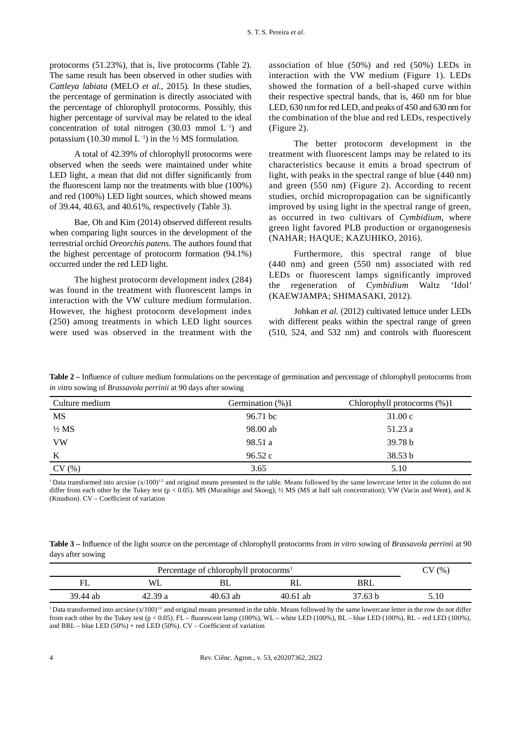protocorms (51.23%), that is, live protocorms (Table 2). The same result has been observed in other studies with *Cattleya labiata* (MELO *et al.*, 2015). In these studies, the percentage of germination is directly associated with the percentage of chlorophyll protocorms. Possibly, this higher percentage of survival may be related to the ideal concentration of total nitrogen (30.03 mmol $L^{-1}$) and potassium (10.30 mmol $L^{-1}$) in the ½ MS formulation.

A total of 42.39% of chlorophyll protocorms were observed when the seeds were maintained under white LED light, a mean that did not differ significantly from the fluorescent lamp nor the treatments with blue (100%) and red (100%) LED light sources, which showed means of 39.44, 40.63, and 40.61%, respectively (Table 3).

Bae, Oh and Kim (2014) observed different results when comparing light sources in the development of the terrestrial orchid *Oreorchis patens*. The authors found that the highest percentage of protocorm formation (94.1%) occurred under the red LED light.

The highest protocorm development index (284) was found in the treatment with fluorescent lamps in interaction with the VW culture medium formulation. However, the highest protocorm development index (250) among treatments in which LED light sources were used was observed in the treatment with the association of blue (50%) and red (50%) LEDs in interaction with the VW medium (Figure 1). LEDs showed the formation of a bell-shaped curve within their respective spectral bands, that is, 460 nm for blue LED, 630 nm for red LED, and peaks of 450 and 630 nm for the combination of the blue and red LEDs, respectively (Figure 2).

The better protocorm development in the treatment with fluorescent lamps may be related to its characteristics because it emits a broad spectrum of light, with peaks in the spectral range of blue (440 nm) and green (550 nm) (Figure 2). According to recent studies, orchid micropropagation can be significantly improved by using light in the spectral range of green, as occurred in two cultivars of *Cymbidium*, where green light favored PLB production or organogenesis (NAHAR; HAQUE; KAZUHIKO, 2016).

Furthermore, this spectral range of blue (440 nm) and green (550 nm) associated with red LEDs or fluorescent lamps significantly improved the regeneration of *Cymbidium* Waltz 'Idol' (KAEWJAMPA; SHIMASAKI, 2012).

Johkan *et al.* (2012) cultivated lettuce under LEDs with different peaks within the spectral range of green (510, 524, and 532 nm) and controls with fluorescent

**Table 2 –** Influence of culture medium formulations on the percentage of germination and percentage of chlorophyll protocorms from *in vitro* sowing of *Brassavola perrinii* at 90 days after sowing

| Culture medium | Germination (%)1 | Chlorophyll protocorms (%)1 |
|---|---|---|
| MS | 96.71 bc | 31.00 c |
| ½ MS | 98.00 ab | 51.23 a |
| VW | 98.51 a | 39.78 b |
| K | 96.52 c | 38.53 b |
| CV (%) | 3.65 | 5.10 |

[1] Data transformed into arcsine $(x/100)^{1/2}$ and original means presented in the table. Means followed by the same lowercase letter in the column do not differ from each other by the Tukey test ($p < 0.05$). MS (Murashige and Skoog); ½ MS (MS at half salt concentration); VW (Vacin and Went), and K (Knudson). CV – Coefficient of variation

**Table 3 –** Influence of the light source on the percentage of chlorophyll protocorms from *in vitro* sowing of *Brassavola perrinii* at 90 days after sowing

| Percentage of chlorophyll protocorms[1] | | | | | CV (%) |
|---|---|---|---|---|---|
| FL | WL | BL | RL | BRL | |
| 39.44 ab | 42.39 a | 40.63 ab | 40.61 ab | 37.63 b | 5.10 |

[1] Data transformed into arcsine $(x/100)^{1/2}$ and original means presented in the table. Means followed by the same lowercase letter in the row do not differ from each other by the Tukey test ($p < 0.05$). FL – fluorescent lamp (100%), WL – white LED (100%), BL – blue LED (100%), RL – red LED (100%), and BRL – blue LED (50%) + red LED (50%). CV – Coefficient of variation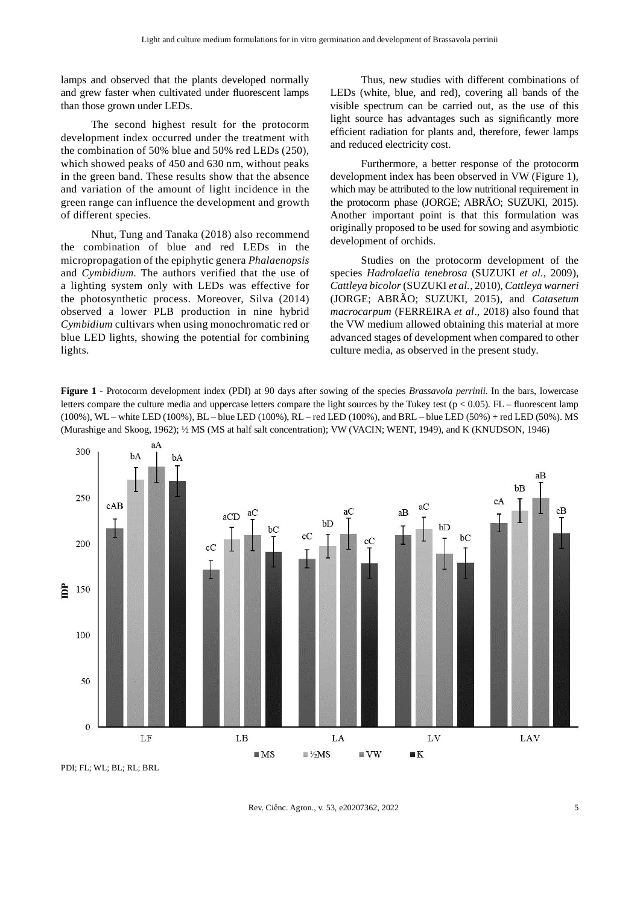lamps and observed that the plants developed normally and grew faster when cultivated under fluorescent lamps than those grown under LEDs.

The second highest result for the protocorm development index occurred under the treatment with the combination of 50% blue and 50% red LEDs (250), which showed peaks of 450 and 630 nm, without peaks in the green band. These results show that the absence and variation of the amount of light incidence in the green range can influence the development and growth of different species.

Nhut, Tung and Tanaka (2018) also recommend the combination of blue and red LEDs in the micropropagation of the epiphytic genera *Phalaenopsis* and *Cymbidium*. The authors verified that the use of a lighting system only with LEDs was effective for the photosynthetic process. Moreover, Silva (2014) observed a lower PLB production in nine hybrid *Cymbidium* cultivars when using monochromatic red or blue LED lights, showing the potential for combining lights.

Thus, new studies with different combinations of LEDs (white, blue, and red), covering all bands of the visible spectrum can be carried out, as the use of this light source has advantages such as significantly more efficient radiation for plants and, therefore, fewer lamps and reduced electricity cost.

Furthermore, a better response of the protocorm development index has been observed in VW (Figure 1), which may be attributed to the low nutritional requirement in the protocorm phase (JORGE; ABRÃO; SUZUKI, 2015). Another important point is that this formulation was originally proposed to be used for sowing and asymbiotic development of orchids.

Studies on the protocorm development of the species *Hadrolaelia tenebrosa* (SUZUKI *et al.*, 2009), *Cattleya bicolor* (SUZUKI *et al.*, 2010), *Cattleya warneri* (JORGE; ABRÃO; SUZUKI, 2015), and *Catasetum macrocarpum* (FERREIRA *et al*., 2018) also found that the VW medium allowed obtaining this material at more advanced stages of development when compared to other culture media, as observed in the present study.

**Figure 1** - Protocorm development index (PDI) at 90 days after sowing of the species *Brassavola perrinii*. In the bars, lowercase letters compare the culture media and uppercase letters compare the light sources by the Tukey test ($p < 0.05$). FL – fluorescent lamp (100%), WL – white LED (100%), BL – blue LED (100%), RL – red LED (100%), and BRL – blue LED (50%) + red LED (50%). MS (Murashige and Skoog, 1962); ½ MS (MS at half salt concentration); VW (VACIN; WENT, 1949), and K (KNUDSON, 1946)

PDI; FL; WL; BL; RL; BRL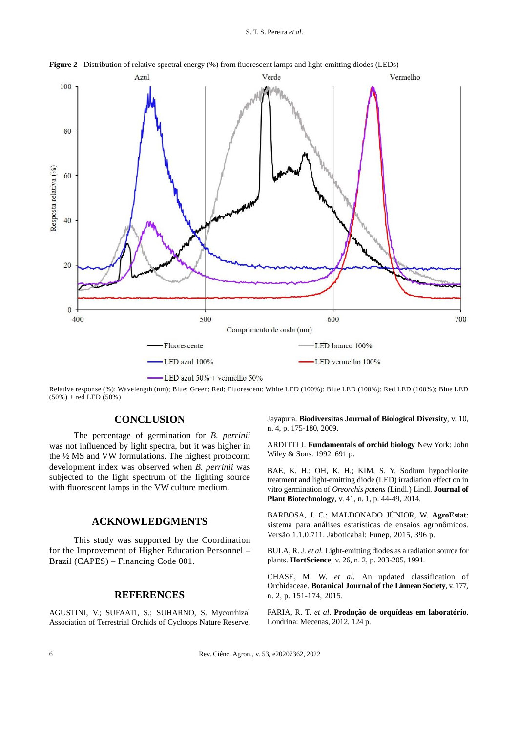**Figure 2** - Distribution of relative spectral energy (%) from fluorescent lamps and light-emitting diodes (LEDs)

Relative response (%); Wavelength (nm); Blue; Green; Red; Fluorescent; White LED (100%); Blue LED (100%); Red LED (100%); Blue LED (50%) + red LED (50%)

## CONCLUSION

The percentage of germination for *B. perrinii* was not influenced by light spectra, but it was higher in the ½ MS and VW formulations. The highest protocorm development index was observed when *B. perrinii* was subjected to the light spectrum of the lighting source with fluorescent lamps in the VW culture medium.

## ACKNOWLEDGMENTS

This study was supported by the Coordination for the Improvement of Higher Education Personnel – Brazil (CAPES) – Financing Code 001.

## REFERENCES

AGUSTINI, V.; SUFAATI, S.; SUHARNO, S. Mycorrhizal Association of Terrestrial Orchids of Cycloops Nature Reserve, Jayapura. **Biodiversitas Journal of Biological Diversity**, v. 10, n. 4, p. 175-180, 2009.

ARDITTI J. **Fundamentals of orchid biology** New York: John Wiley & Sons. 1992. 691 p.

BAE, K. H.; OH, K. H.; KIM, S. Y. Sodium hypochlorite treatment and light-emitting diode (LED) irradiation effect on in vitro germination of *Oreorchis patens* (Lindl.) Lindl. **Journal of Plant Biotechnology**, v. 41, n. 1, p. 44-49, 2014.

BARBOSA, J. C.; MALDONADO JÚNIOR, W. **AgroEstat**: sistema para análises estatísticas de ensaios agronômicos. Versão 1.1.0.711. Jaboticabal: Funep, 2015, 396 p.

BULA, R. J. *et al.* Light-emitting diodes as a radiation source for plants. **HortScience**, v. 26, n. 2, p. 203-205, 1991.

CHASE, M. W. *et al.* An updated classification of Orchidaceae. **Botanical Journal of the Linnean Society**, v. 177, n. 2, p. 151-174, 2015.

FARIA, R. T. *et al*. **Produção de orquídeas em laboratório**. Londrina: Mecenas, 2012. 124 p.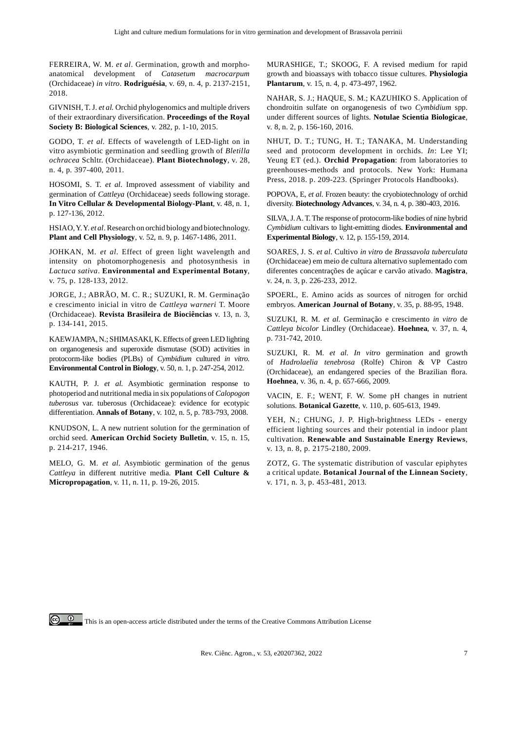FERREIRA, W. M. *et al*. Germination, growth and morpho-anatomical development of *Catasetum macrocarpum* (Orchidaceae) *in vitro*. **Rodriguésia**, v. 69, n. 4, p. 2137-2151, 2018.

GIVNISH, T. J. *et al.* Orchid phylogenomics and multiple drivers of their extraordinary diversification. **Proceedings of the Royal Society B: Biological Sciences**, v. 282, p. 1-10, 2015.

GODO, T. *et al.* Effects of wavelength of LED-light on in vitro asymbiotic germination and seedling growth of *Bletilla ochracea* Schltr. (Orchidaceae). **Plant Biotechnology**, v. 28, n. 4, p. 397-400, 2011.

HOSOMI, S. T. *et al.* Improved assessment of viability and germination of *Cattleya* (Orchidaceae) seeds following storage. **In Vitro Cellular & Developmental Biology-Plant**, v. 48, n. 1, p. 127-136, 2012.

HSIAO, Y. Y. *et al*. Research on orchid biology and biotechnology. **Plant and Cell Physiology**, v. 52, n. 9, p. 1467-1486, 2011.

JOHKAN, M. *et al*. Effect of green light wavelength and intensity on photomorphogenesis and photosynthesis in *Lactuca sativa*. **Environmental and Experimental Botany**, v. 75, p. 128-133, 2012.

JORGE, J.; ABRÃO, M. C. R.; SUZUKI, R. M. Germinação e crescimento inicial in vitro de *Cattleya warneri* T. Moore (Orchidaceae). **Revista Brasileira de Biociências** v. 13, n. 3, p. 134-141, 2015.

KAEWJAMPA, N.; SHIMASAKI, K. Effects of green LED lighting on organogenesis and superoxide dismutase (SOD) activities in protocorm-like bodies (PLBs) of *Cymbidium* cultured *in vitro.* **Environmental Control in Biology**, v. 50, n. 1, p. 247-254, 2012.

KAUTH, P. J. *et al.* Asymbiotic germination response to photoperiod and nutritional media in six populations of *Calopogon tuberosus* var. tuberosus (Orchidaceae): evidence for ecotypic differentiation. **Annals of Botany**, v. 102, n. 5, p. 783-793, 2008.

KNUDSON, L. A new nutrient solution for the germination of orchid seed. **American Orchid Society Bulletin**, v. 15, n. 15, p. 214-217, 1946.

MELO, G. M. *et al*. Asymbiotic germination of the genus *Cattleya* in different nutritive media. **Plant Cell Culture & Micropropagation**, v. 11, n. 11, p. 19-26, 2015.

MURASHIGE, T.; SKOOG, F. A revised medium for rapid growth and bioassays with tobacco tissue cultures. **Physiologia Plantarum**, v. 15, n. 4, p. 473-497, 1962.

NAHAR, S. J.; HAQUE, S. M.; KAZUHIKO S. Application of chondroitin sulfate on organogenesis of two *Cymbidium* spp. under different sources of lights. **Notulae Scientia Biologicae**, v. 8, n. 2, p. 156-160, 2016.

NHUT, D. T.; TUNG, H. T.; TANAKA, M. Understanding seed and protocorm development in orchids. *In*: Lee YI; Yeung ET (ed.). **Orchid Propagation**: from laboratories to greenhouses-methods and protocols. New York: Humana Press, 2018. p. 209-223. (Springer Protocols Handbooks).

POPOVA, E, *et al.* Frozen beauty: the cryobiotechnology of orchid diversity. **Biotechnology Advances**, v. 34, n. 4, p. 380-403, 2016.

SILVA, J. A. T. The response of protocorm-like bodies of nine hybrid *Cymbidium* cultivars to light-emitting diodes. **Environmental and Experimental Biology**, v. 12, p. 155-159, 2014.

SOARES, J. S. *et al*. Cultivo *in vitro* de *Brassavola tuberculata* (Orchidaceae) em meio de cultura alternativo suplementado com diferentes concentrações de açúcar e carvão ativado. **Magistra**, v. 24, n. 3, p. 226-233, 2012.

SPOERL, E. Amino acids as sources of nitrogen for orchid embryos. **American Journal of Botany**, v. 35, p. 88-95, 1948.

SUZUKI, R. M. *et al.* Germinação e crescimento *in vitro* de *Cattleya bicolor* Lindley (Orchidaceae). **Hoehnea**, v. 37, n. 4, p. 731-742, 2010.

SUZUKI, R. M. *et al. In vitro* germination and growth of *Hadrolaelia tenebrosa* (Rolfe) Chiron & VP Castro (Orchidaceae), an endangered species of the Brazilian flora. **Hoehnea**, v. 36, n. 4, p. 657-666, 2009.

VACIN, E. F.; WENT, F. W. Some pH changes in nutrient solutions. **Botanical Gazette**, v. 110, p. 605-613, 1949.

YEH, N.; CHUNG, J. P. High-brightness LEDs - energy efficient lighting sources and their potential in indoor plant cultivation. **Renewable and Sustainable Energy Reviews**, v. 13, n. 8, p. 2175-2180, 2009.

ZOTZ, G. The systematic distribution of vascular epiphytes a critical update. **Botanical Journal of the Linnean Society**, v. 171, n. 3, p. 453-481, 2013.

This is an open-access article distributed under the terms of the Creative Commons Attribution License